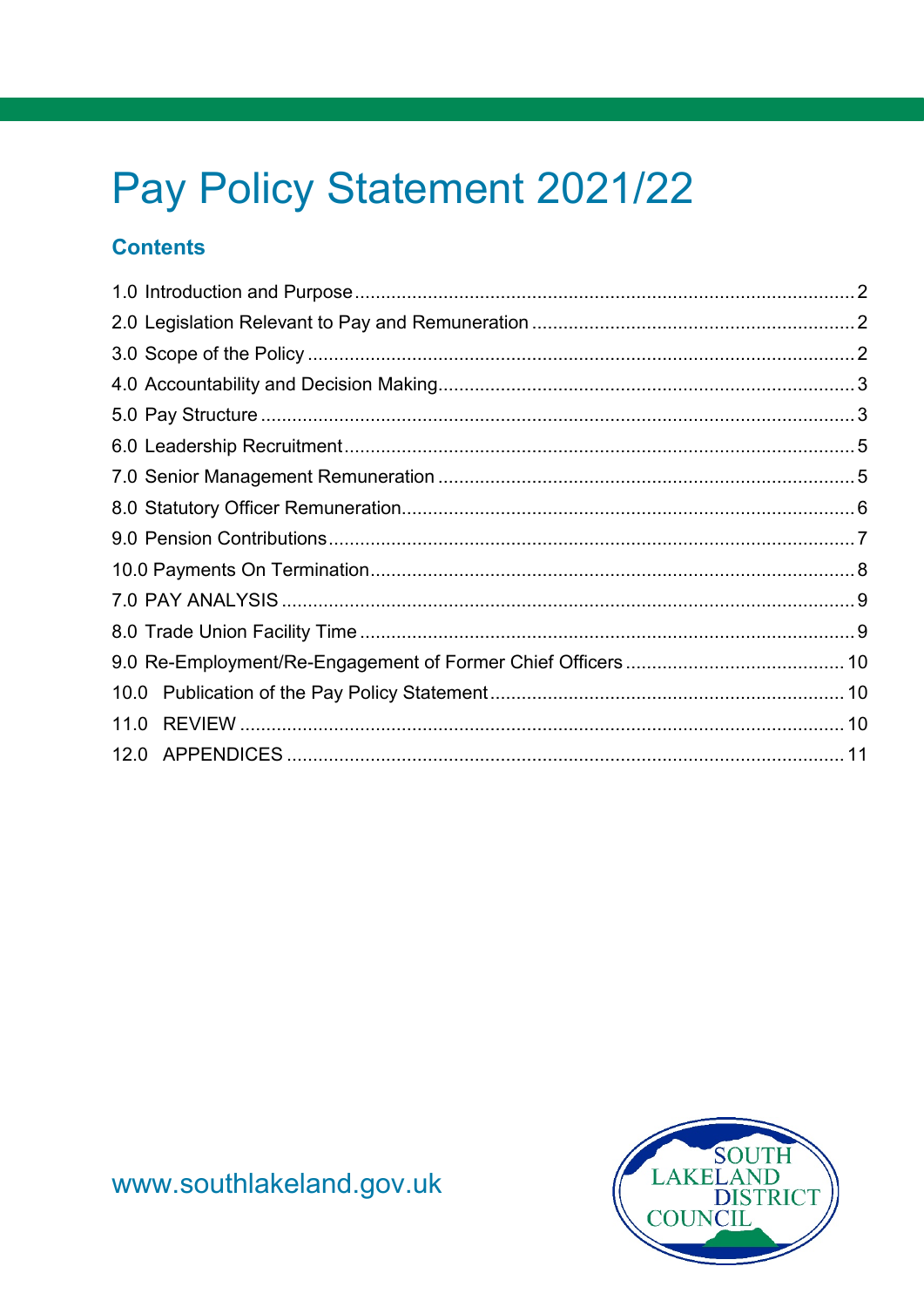# Pay Policy Statement 2021/22

## Contents

1.0 Introduction and Purpose ........ 2
2.0 Legislation Relevant to Pay and Remuneration ........ 2
3.0 Scope of the Policy ........ 2
4.0 Accountability and Decision Making ........ 3
5.0 Pay Structure ........ 3
6.0 Leadership Recruitment ........ 5
7.0 Senior Management Remuneration ........ 5
8.0 Statutory Officer Remuneration ........ 6
9.0 Pension Contributions ........ 7
10.0 Payments On Termination ........ 8
7.0 PAY ANALYSIS ........ 9
8.0 Trade Union Facility Time ........ 9
9.0 Re-Employment/Re-Engagement of Former Chief Officers ........ 10
10.0 Publication of the Pay Policy Statement ........ 10
11.0 REVIEW ........ 10
12.0 APPENDICES ........ 11

www.southlakeland.gov.uk

SOUTH LAKELAND DISTRICT COUNCIL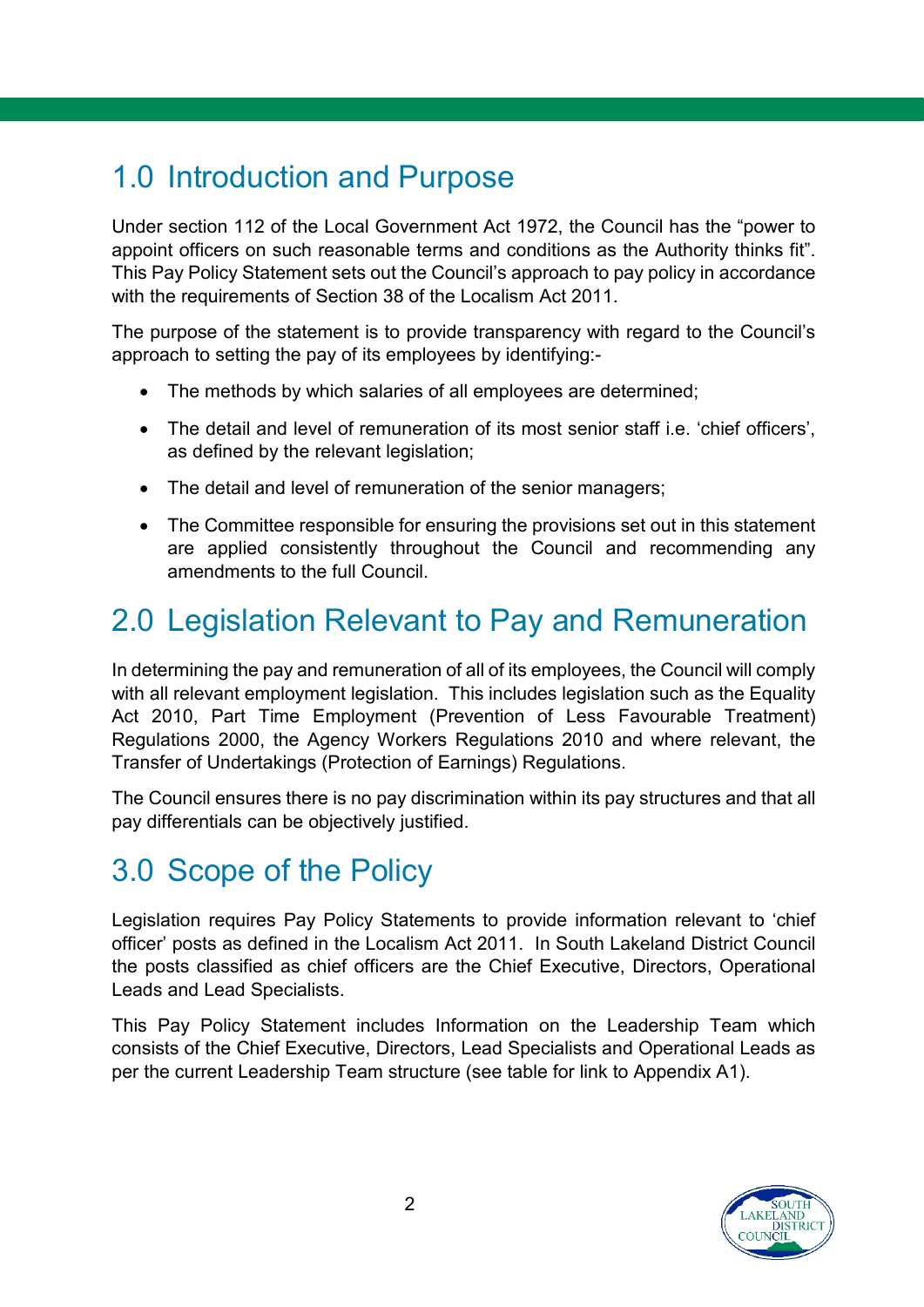## 1.0 Introduction and Purpose

Under section 112 of the Local Government Act 1972, the Council has the "power to appoint officers on such reasonable terms and conditions as the Authority thinks fit". This Pay Policy Statement sets out the Council's approach to pay policy in accordance with the requirements of Section 38 of the Localism Act 2011.

The purpose of the statement is to provide transparency with regard to the Council's approach to setting the pay of its employees by identifying:-

- The methods by which salaries of all employees are determined;
- The detail and level of remuneration of its most senior staff i.e. 'chief officers', as defined by the relevant legislation;
- The detail and level of remuneration of the senior managers;
- The Committee responsible for ensuring the provisions set out in this statement are applied consistently throughout the Council and recommending any amendments to the full Council.

## 2.0 Legislation Relevant to Pay and Remuneration

In determining the pay and remuneration of all of its employees, the Council will comply with all relevant employment legislation. This includes legislation such as the Equality Act 2010, Part Time Employment (Prevention of Less Favourable Treatment) Regulations 2000, the Agency Workers Regulations 2010 and where relevant, the Transfer of Undertakings (Protection of Earnings) Regulations.

The Council ensures there is no pay discrimination within its pay structures and that all pay differentials can be objectively justified.

## 3.0 Scope of the Policy

Legislation requires Pay Policy Statements to provide information relevant to 'chief officer' posts as defined in the Localism Act 2011. In South Lakeland District Council the posts classified as chief officers are the Chief Executive, Directors, Operational Leads and Lead Specialists.

This Pay Policy Statement includes Information on the Leadership Team which consists of the Chief Executive, Directors, Lead Specialists and Operational Leads as per the current Leadership Team structure (see table for link to Appendix A1).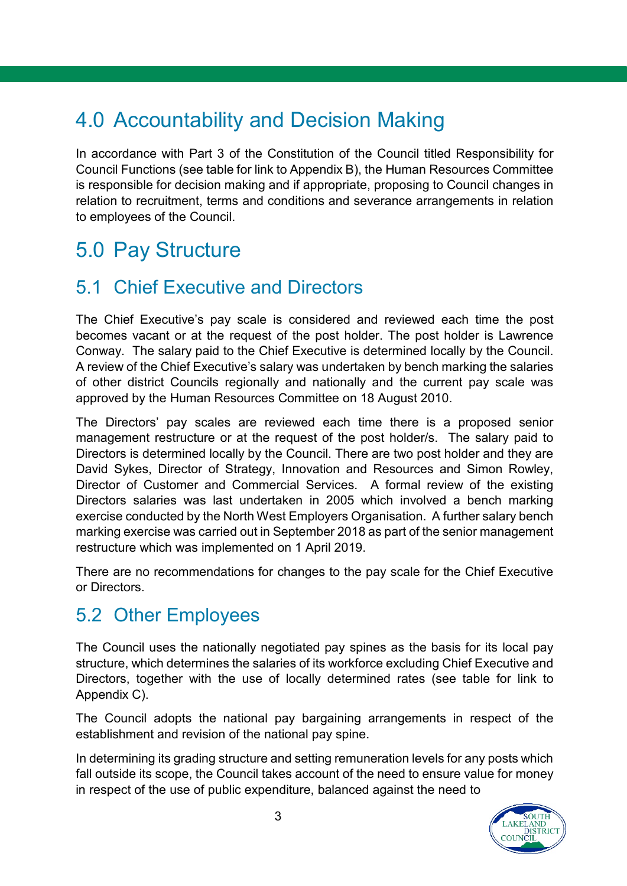# 4.0 Accountability and Decision Making

In accordance with Part 3 of the Constitution of the Council titled Responsibility for Council Functions (see table for link to Appendix B), the Human Resources Committee is responsible for decision making and if appropriate, proposing to Council changes in relation to recruitment, terms and conditions and severance arrangements in relation to employees of the Council.

# 5.0 Pay Structure

## 5.1 Chief Executive and Directors

The Chief Executive's pay scale is considered and reviewed each time the post becomes vacant or at the request of the post holder. The post holder is Lawrence Conway. The salary paid to the Chief Executive is determined locally by the Council. A review of the Chief Executive's salary was undertaken by bench marking the salaries of other district Councils regionally and nationally and the current pay scale was approved by the Human Resources Committee on 18 August 2010.

The Directors' pay scales are reviewed each time there is a proposed senior management restructure or at the request of the post holder/s. The salary paid to Directors is determined locally by the Council. There are two post holder and they are David Sykes, Director of Strategy, Innovation and Resources and Simon Rowley, Director of Customer and Commercial Services. A formal review of the existing Directors salaries was last undertaken in 2005 which involved a bench marking exercise conducted by the North West Employers Organisation. A further salary bench marking exercise was carried out in September 2018 as part of the senior management restructure which was implemented on 1 April 2019.

There are no recommendations for changes to the pay scale for the Chief Executive or Directors.

## 5.2 Other Employees

The Council uses the nationally negotiated pay spines as the basis for its local pay structure, which determines the salaries of its workforce excluding Chief Executive and Directors, together with the use of locally determined rates (see table for link to Appendix C).

The Council adopts the national pay bargaining arrangements in respect of the establishment and revision of the national pay spine.

In determining its grading structure and setting remuneration levels for any posts which fall outside its scope, the Council takes account of the need to ensure value for money in respect of the use of public expenditure, balanced against the need to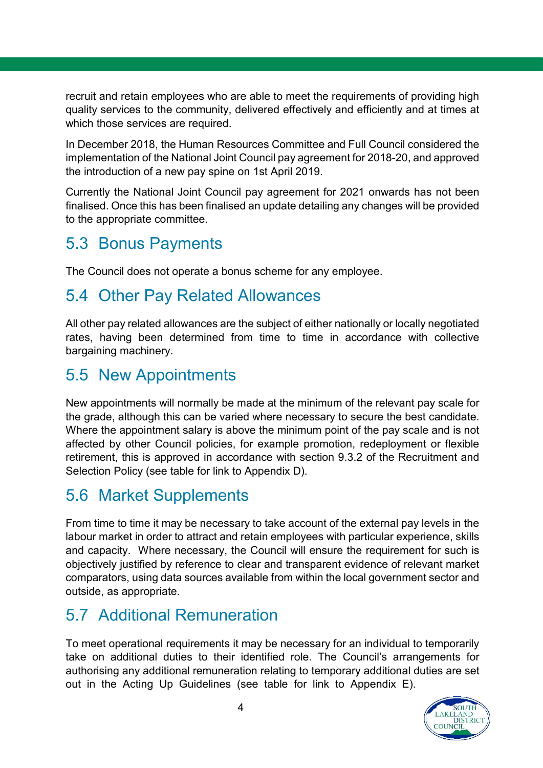recruit and retain employees who are able to meet the requirements of providing high quality services to the community, delivered effectively and efficiently and at times at which those services are required.

In December 2018, the Human Resources Committee and Full Council considered the implementation of the National Joint Council pay agreement for 2018-20, and approved the introduction of a new pay spine on 1st April 2019.

Currently the National Joint Council pay agreement for 2021 onwards has not been finalised. Once this has been finalised an update detailing any changes will be provided to the appropriate committee.

## 5.3 Bonus Payments

The Council does not operate a bonus scheme for any employee.

## 5.4 Other Pay Related Allowances

All other pay related allowances are the subject of either nationally or locally negotiated rates, having been determined from time to time in accordance with collective bargaining machinery.

## 5.5 New Appointments

New appointments will normally be made at the minimum of the relevant pay scale for the grade, although this can be varied where necessary to secure the best candidate. Where the appointment salary is above the minimum point of the pay scale and is not affected by other Council policies, for example promotion, redeployment or flexible retirement, this is approved in accordance with section 9.3.2 of the Recruitment and Selection Policy (see table for link to Appendix D).

## 5.6 Market Supplements

From time to time it may be necessary to take account of the external pay levels in the labour market in order to attract and retain employees with particular experience, skills and capacity. Where necessary, the Council will ensure the requirement for such is objectively justified by reference to clear and transparent evidence of relevant market comparators, using data sources available from within the local government sector and outside, as appropriate.

## 5.7 Additional Remuneration

To meet operational requirements it may be necessary for an individual to temporarily take on additional duties to their identified role. The Council's arrangements for authorising any additional remuneration relating to temporary additional duties are set out in the Acting Up Guidelines (see table for link to Appendix E).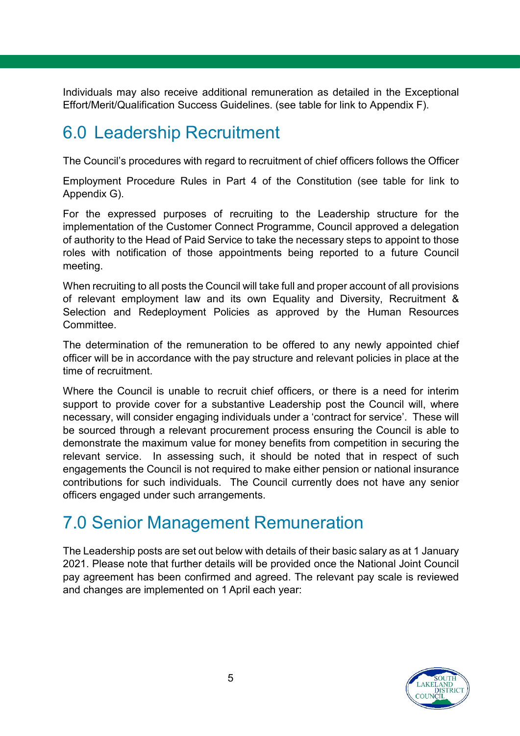Individuals may also receive additional remuneration as detailed in the Exceptional Effort/Merit/Qualification Success Guidelines. (see table for link to Appendix F).

## 6.0 Leadership Recruitment

The Council's procedures with regard to recruitment of chief officers follows the Officer

Employment Procedure Rules in Part 4 of the Constitution (see table for link to Appendix G).

For the expressed purposes of recruiting to the Leadership structure for the implementation of the Customer Connect Programme, Council approved a delegation of authority to the Head of Paid Service to take the necessary steps to appoint to those roles with notification of those appointments being reported to a future Council meeting.

When recruiting to all posts the Council will take full and proper account of all provisions of relevant employment law and its own Equality and Diversity, Recruitment & Selection and Redeployment Policies as approved by the Human Resources Committee.

The determination of the remuneration to be offered to any newly appointed chief officer will be in accordance with the pay structure and relevant policies in place at the time of recruitment.

Where the Council is unable to recruit chief officers, or there is a need for interim support to provide cover for a substantive Leadership post the Council will, where necessary, will consider engaging individuals under a 'contract for service'. These will be sourced through a relevant procurement process ensuring the Council is able to demonstrate the maximum value for money benefits from competition in securing the relevant service. In assessing such, it should be noted that in respect of such engagements the Council is not required to make either pension or national insurance contributions for such individuals. The Council currently does not have any senior officers engaged under such arrangements.

## 7.0 Senior Management Remuneration

The Leadership posts are set out below with details of their basic salary as at 1 January 2021. Please note that further details will be provided once the National Joint Council pay agreement has been confirmed and agreed. The relevant pay scale is reviewed and changes are implemented on 1 April each year: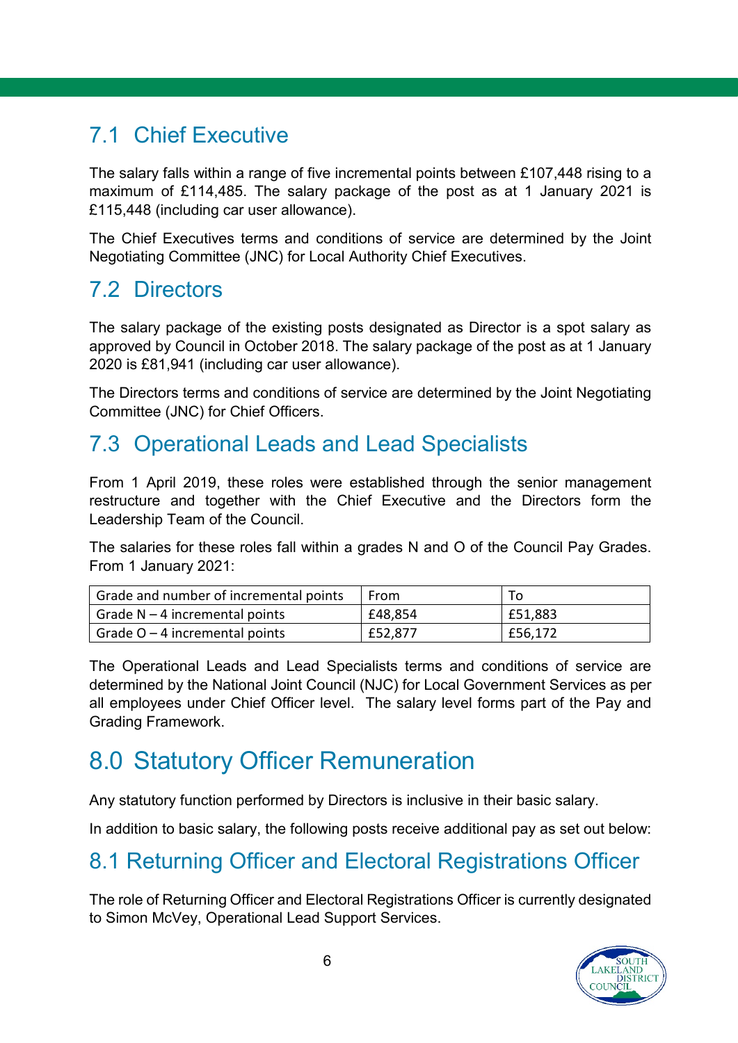## 7.1 Chief Executive

The salary falls within a range of five incremental points between £107,448 rising to a maximum of £114,485. The salary package of the post as at 1 January 2021 is £115,448 (including car user allowance).

The Chief Executives terms and conditions of service are determined by the Joint Negotiating Committee (JNC) for Local Authority Chief Executives.

## 7.2 Directors

The salary package of the existing posts designated as Director is a spot salary as approved by Council in October 2018. The salary package of the post as at 1 January 2020 is £81,941 (including car user allowance).

The Directors terms and conditions of service are determined by the Joint Negotiating Committee (JNC) for Chief Officers.

## 7.3 Operational Leads and Lead Specialists

From 1 April 2019, these roles were established through the senior management restructure and together with the Chief Executive and the Directors form the Leadership Team of the Council.

The salaries for these roles fall within a grades N and O of the Council Pay Grades. From 1 January 2021:

| Grade and number of incremental points | From | To |
|---|---|---|
| Grade N – 4 incremental points | £48,854 | £51,883 |
| Grade O – 4 incremental points | £52,877 | £56,172 |

The Operational Leads and Lead Specialists terms and conditions of service are determined by the National Joint Council (NJC) for Local Government Services as per all employees under Chief Officer level. The salary level forms part of the Pay and Grading Framework.

# 8.0 Statutory Officer Remuneration

Any statutory function performed by Directors is inclusive in their basic salary.

In addition to basic salary, the following posts receive additional pay as set out below:

## 8.1 Returning Officer and Electoral Registrations Officer

The role of Returning Officer and Electoral Registrations Officer is currently designated to Simon McVey, Operational Lead Support Services.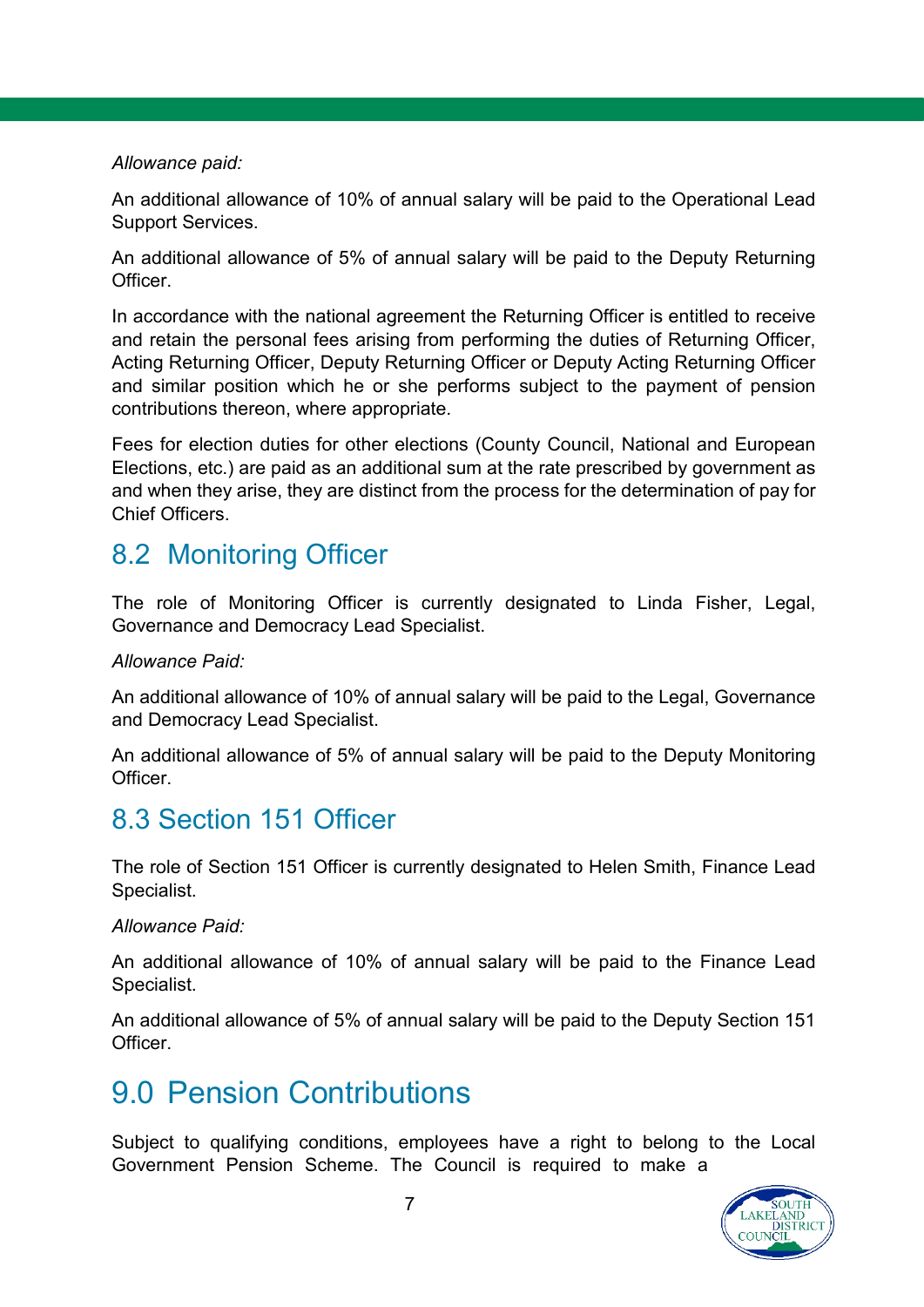*Allowance paid:*

An additional allowance of 10% of annual salary will be paid to the Operational Lead Support Services.

An additional allowance of 5% of annual salary will be paid to the Deputy Returning Officer.

In accordance with the national agreement the Returning Officer is entitled to receive and retain the personal fees arising from performing the duties of Returning Officer, Acting Returning Officer, Deputy Returning Officer or Deputy Acting Returning Officer and similar position which he or she performs subject to the payment of pension contributions thereon, where appropriate.

Fees for election duties for other elections (County Council, National and European Elections, etc.) are paid as an additional sum at the rate prescribed by government as and when they arise, they are distinct from the process for the determination of pay for Chief Officers.

## 8.2 Monitoring Officer

The role of Monitoring Officer is currently designated to Linda Fisher, Legal, Governance and Democracy Lead Specialist.

*Allowance Paid:*

An additional allowance of 10% of annual salary will be paid to the Legal, Governance and Democracy Lead Specialist.

An additional allowance of 5% of annual salary will be paid to the Deputy Monitoring Officer.

## 8.3 Section 151 Officer

The role of Section 151 Officer is currently designated to Helen Smith, Finance Lead Specialist.

*Allowance Paid:*

An additional allowance of 10% of annual salary will be paid to the Finance Lead Specialist.

An additional allowance of 5% of annual salary will be paid to the Deputy Section 151 Officer.

# 9.0 Pension Contributions

Subject to qualifying conditions, employees have a right to belong to the Local Government Pension Scheme. The Council is required to make a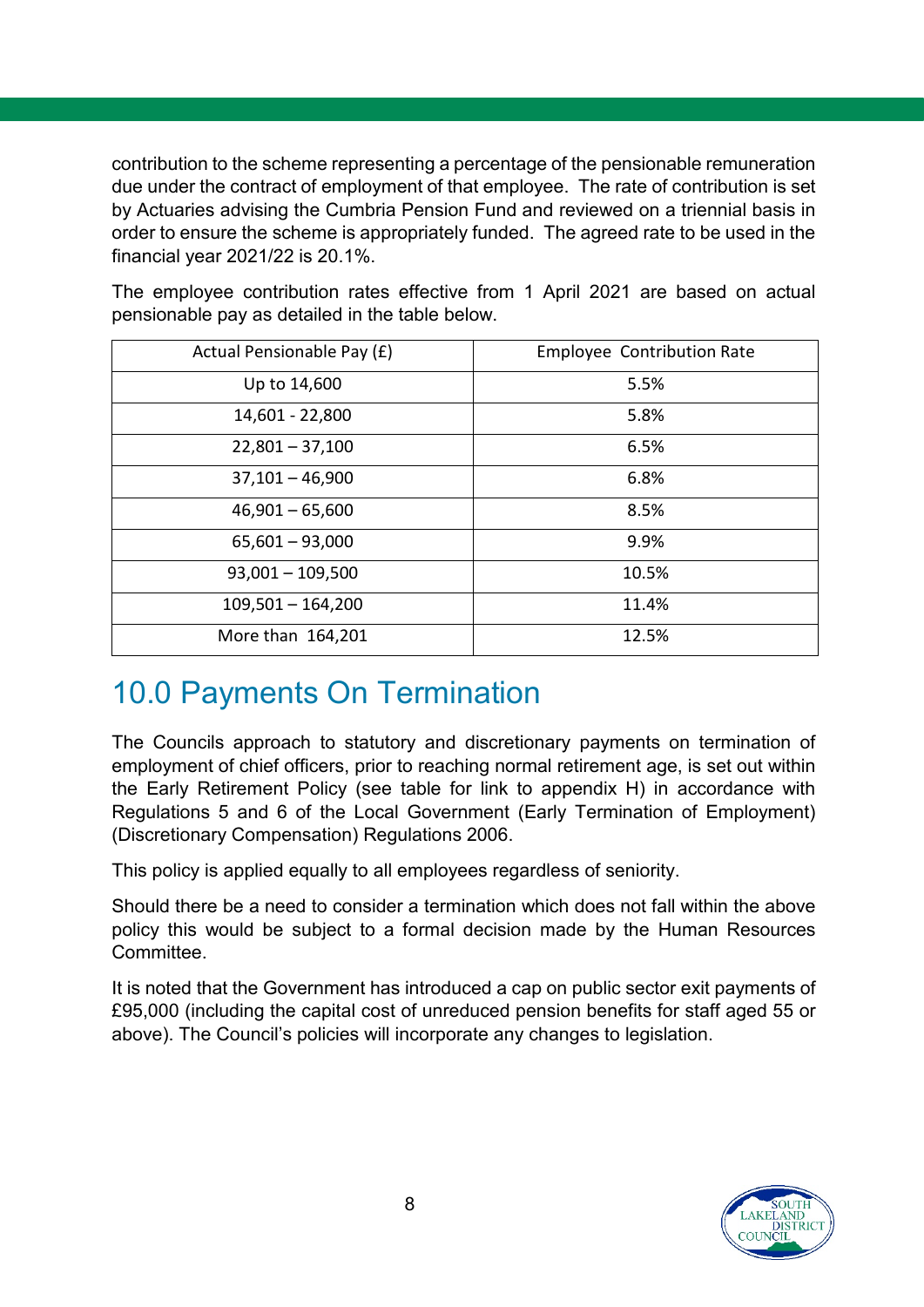contribution to the scheme representing a percentage of the pensionable remuneration due under the contract of employment of that employee. The rate of contribution is set by Actuaries advising the Cumbria Pension Fund and reviewed on a triennial basis in order to ensure the scheme is appropriately funded. The agreed rate to be used in the financial year 2021/22 is 20.1%.

The employee contribution rates effective from 1 April 2021 are based on actual pensionable pay as detailed in the table below.

| Actual Pensionable Pay (£) | Employee Contribution Rate |
|---|---|
| Up to 14,600 | 5.5% |
| 14,601 - 22,800 | 5.8% |
| 22,801 – 37,100 | 6.5% |
| 37,101 – 46,900 | 6.8% |
| 46,901 – 65,600 | 8.5% |
| 65,601 – 93,000 | 9.9% |
| 93,001 – 109,500 | 10.5% |
| 109,501 – 164,200 | 11.4% |
| More than 164,201 | 12.5% |

# 10.0 Payments On Termination

The Councils approach to statutory and discretionary payments on termination of employment of chief officers, prior to reaching normal retirement age, is set out within the Early Retirement Policy (see table for link to appendix H) in accordance with Regulations 5 and 6 of the Local Government (Early Termination of Employment) (Discretionary Compensation) Regulations 2006.

This policy is applied equally to all employees regardless of seniority.

Should there be a need to consider a termination which does not fall within the above policy this would be subject to a formal decision made by the Human Resources Committee.

It is noted that the Government has introduced a cap on public sector exit payments of £95,000 (including the capital cost of unreduced pension benefits for staff aged 55 or above). The Council's policies will incorporate any changes to legislation.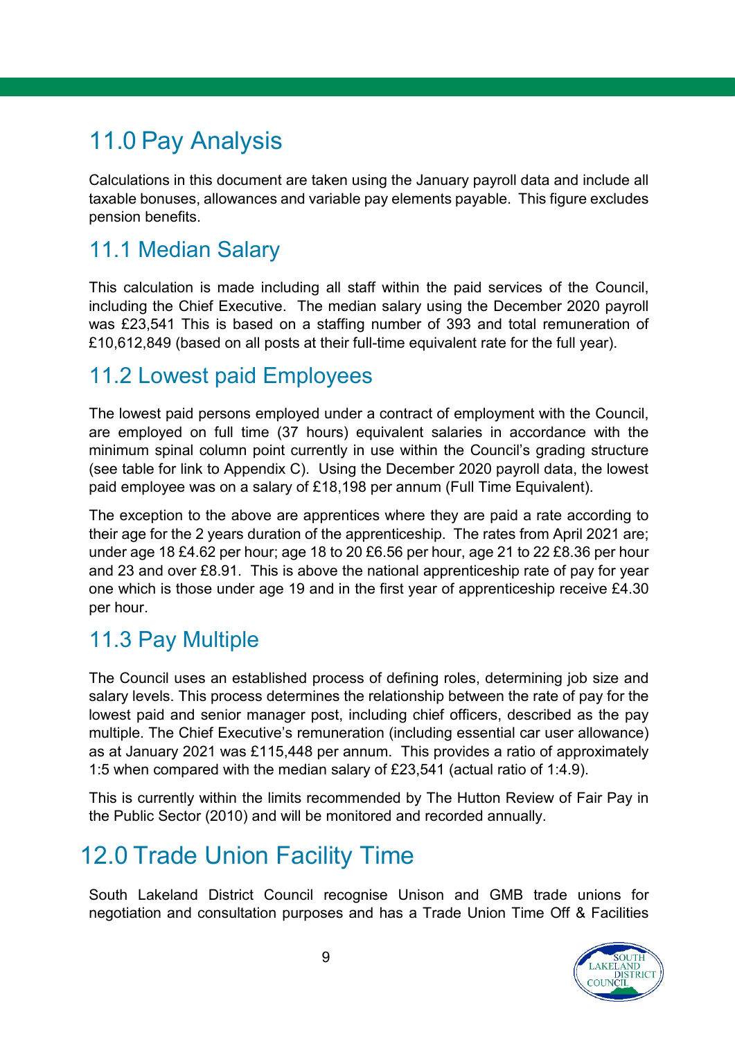# 11.0 Pay Analysis

Calculations in this document are taken using the January payroll data and include all taxable bonuses, allowances and variable pay elements payable. This figure excludes pension benefits.

## 11.1 Median Salary

This calculation is made including all staff within the paid services of the Council, including the Chief Executive. The median salary using the December 2020 payroll was £23,541 This is based on a staffing number of 393 and total remuneration of £10,612,849 (based on all posts at their full-time equivalent rate for the full year).

## 11.2 Lowest paid Employees

The lowest paid persons employed under a contract of employment with the Council, are employed on full time (37 hours) equivalent salaries in accordance with the minimum spinal column point currently in use within the Council's grading structure (see table for link to Appendix C). Using the December 2020 payroll data, the lowest paid employee was on a salary of £18,198 per annum (Full Time Equivalent).

The exception to the above are apprentices where they are paid a rate according to their age for the 2 years duration of the apprenticeship. The rates from April 2021 are; under age 18 £4.62 per hour; age 18 to 20 £6.56 per hour, age 21 to 22 £8.36 per hour and 23 and over £8.91. This is above the national apprenticeship rate of pay for year one which is those under age 19 and in the first year of apprenticeship receive £4.30 per hour.

## 11.3 Pay Multiple

The Council uses an established process of defining roles, determining job size and salary levels. This process determines the relationship between the rate of pay for the lowest paid and senior manager post, including chief officers, described as the pay multiple. The Chief Executive's remuneration (including essential car user allowance) as at January 2021 was £115,448 per annum. This provides a ratio of approximately 1:5 when compared with the median salary of £23,541 (actual ratio of 1:4.9).

This is currently within the limits recommended by The Hutton Review of Fair Pay in the Public Sector (2010) and will be monitored and recorded annually.

# 12.0 Trade Union Facility Time

South Lakeland District Council recognise Unison and GMB trade unions for negotiation and consultation purposes and has a Trade Union Time Off & Facilities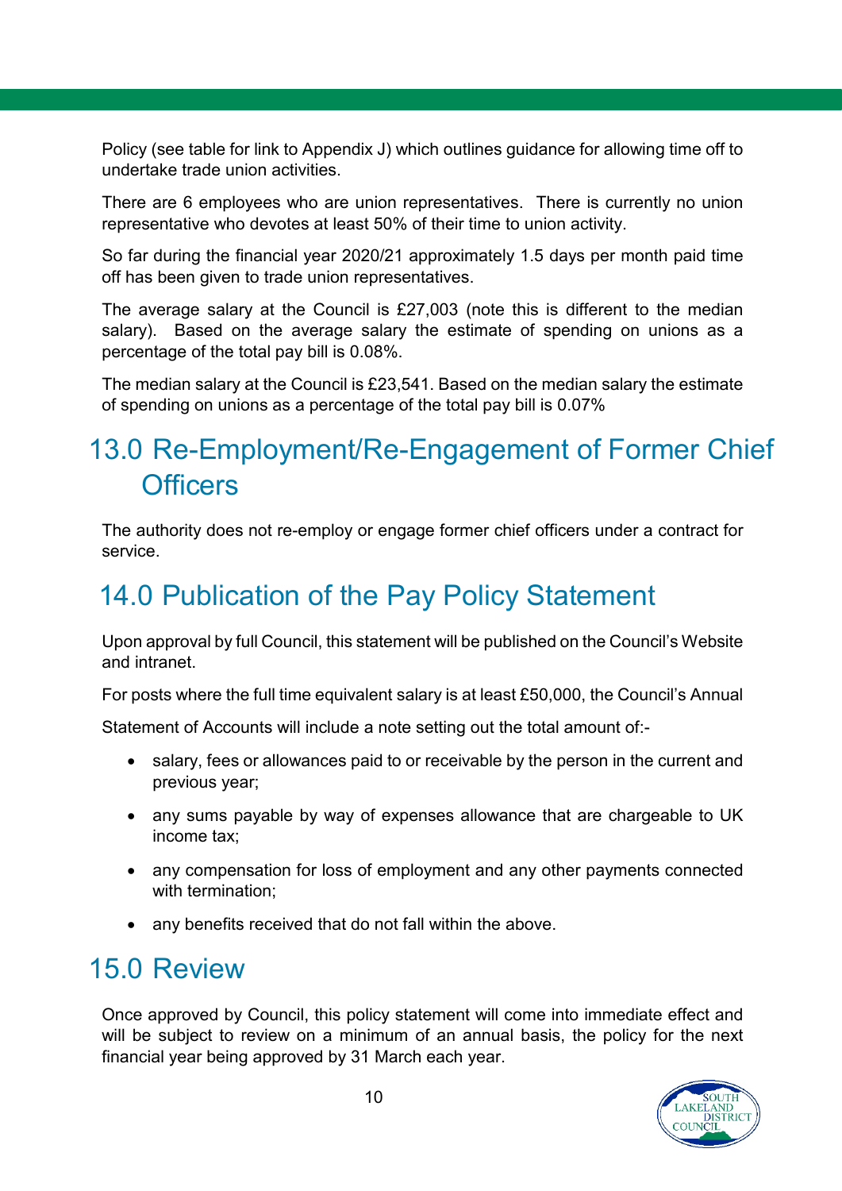Policy (see table for link to Appendix J) which outlines guidance for allowing time off to undertake trade union activities.

There are 6 employees who are union representatives. There is currently no union representative who devotes at least 50% of their time to union activity.

So far during the financial year 2020/21 approximately 1.5 days per month paid time off has been given to trade union representatives.

The average salary at the Council is £27,003 (note this is different to the median salary). Based on the average salary the estimate of spending on unions as a percentage of the total pay bill is 0.08%.

The median salary at the Council is £23,541. Based on the median salary the estimate of spending on unions as a percentage of the total pay bill is 0.07%

## 13.0 Re-Employment/Re-Engagement of Former Chief Officers

The authority does not re-employ or engage former chief officers under a contract for service.

## 14.0 Publication of the Pay Policy Statement

Upon approval by full Council, this statement will be published on the Council's Website and intranet.

For posts where the full time equivalent salary is at least £50,000, the Council's Annual

Statement of Accounts will include a note setting out the total amount of:-

- salary, fees or allowances paid to or receivable by the person in the current and previous year;
- any sums payable by way of expenses allowance that are chargeable to UK income tax;
- any compensation for loss of employment and any other payments connected with termination;
- any benefits received that do not fall within the above.

## 15.0 Review

Once approved by Council, this policy statement will come into immediate effect and will be subject to review on a minimum of an annual basis, the policy for the next financial year being approved by 31 March each year.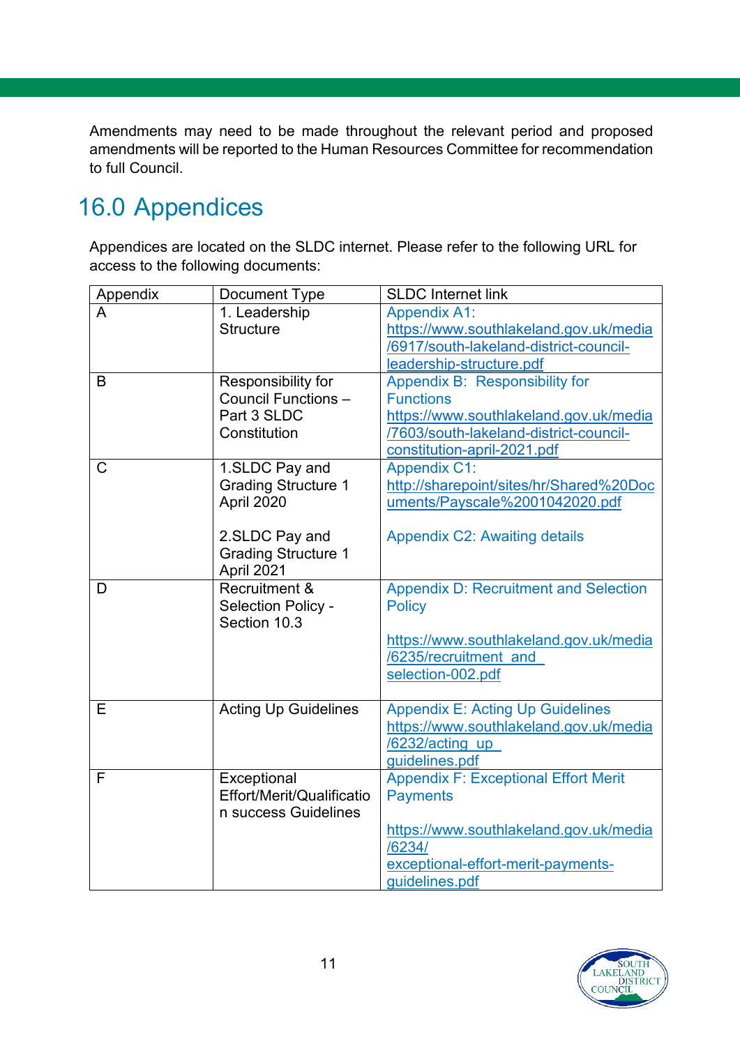Amendments may need to be made throughout the relevant period and proposed amendments will be reported to the Human Resources Committee for recommendation to full Council.

# 16.0 Appendices

Appendices are located on the SLDC internet. Please refer to the following URL for access to the following documents:

| Appendix | Document Type | SLDC Internet link |
|---|---|---|
| A | 1. Leadership Structure | Appendix A1: https://www.southlakeland.gov.uk/media/6917/south-lakeland-district-council-leadership-structure.pdf |
| B | Responsibility for Council Functions – Part 3 SLDC Constitution | Appendix B: Responsibility for Functions https://www.southlakeland.gov.uk/media/7603/south-lakeland-district-council-constitution-april-2021.pdf |
| C | 1.SLDC Pay and Grading Structure 1 April 2020<br><br>2.SLDC Pay and Grading Structure 1 April 2021 | Appendix C1: http://sharepoint/sites/hr/Shared%20Documents/Payscale%2001042020.pdf<br><br>Appendix C2: Awaiting details |
| D | Recruitment & Selection Policy - Section 10.3 | Appendix D: Recruitment and Selection Policy<br><br>https://www.southlakeland.gov.uk/media/6235/recruitment_and_selection-002.pdf |
| E | Acting Up Guidelines | Appendix E: Acting Up Guidelines https://www.southlakeland.gov.uk/media/6232/acting_up_guidelines.pdf |
| F | Exceptional Effort/Merit/Qualification success Guidelines | Appendix F: Exceptional Effort Merit Payments<br><br>https://www.southlakeland.gov.uk/media/6234/exceptional-effort-merit-payments-guidelines.pdf |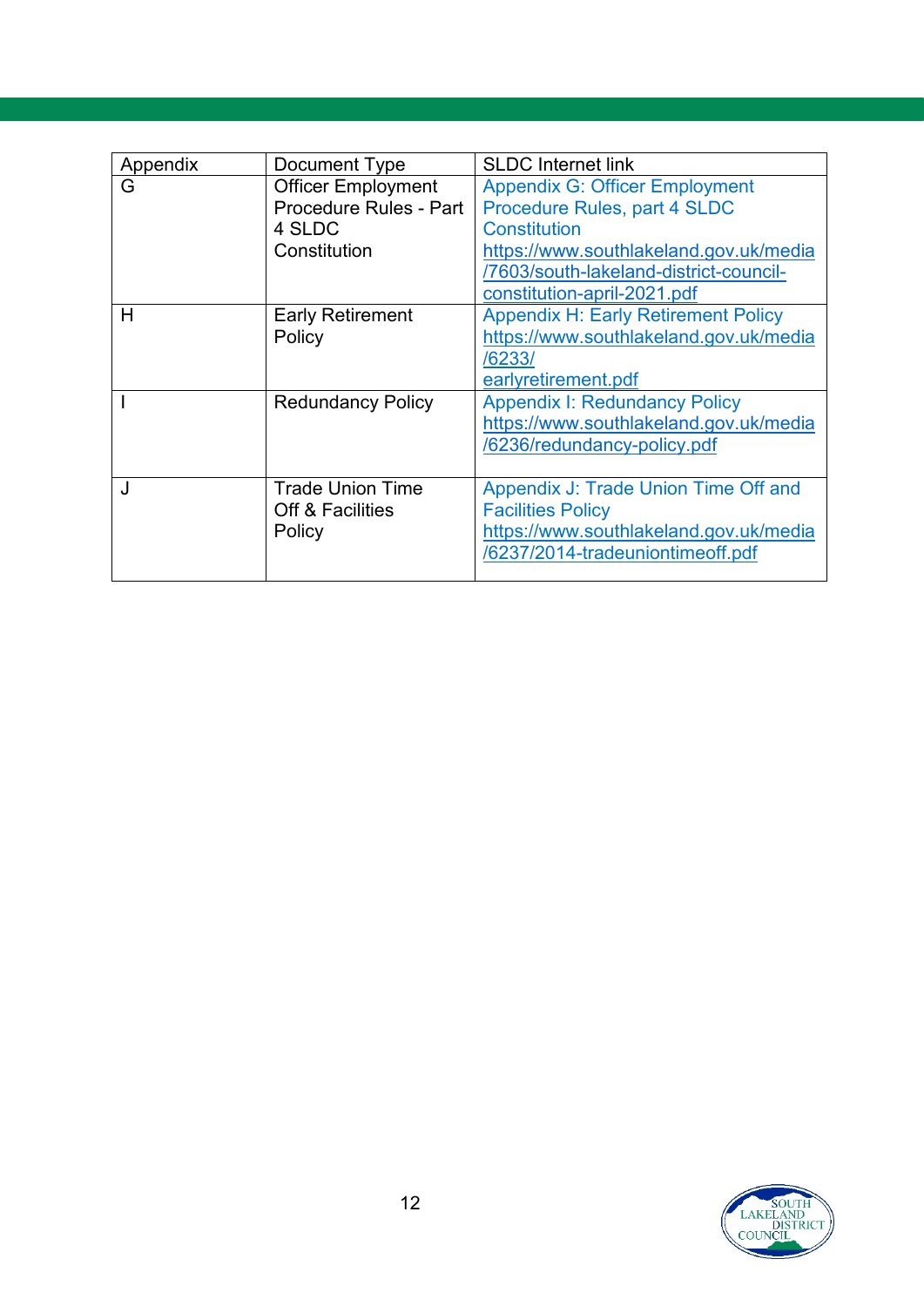| Appendix | Document Type | SLDC Internet link |
|---|---|---|
| G | Officer Employment Procedure Rules - Part 4 SLDC Constitution | Appendix G: Officer Employment Procedure Rules, part 4 SLDC Constitution https://www.southlakeland.gov.uk/media/7603/south-lakeland-district-council-constitution-april-2021.pdf |
| H | Early Retirement Policy | Appendix H: Early Retirement Policy https://www.southlakeland.gov.uk/media/6233/earlyretirement.pdf |
| I | Redundancy Policy | Appendix I: Redundancy Policy https://www.southlakeland.gov.uk/media/6236/redundancy-policy.pdf |
| J | Trade Union Time Off & Facilities Policy | Appendix J: Trade Union Time Off and Facilities Policy https://www.southlakeland.gov.uk/media/6237/2014-tradeuniontimeoff.pdf |